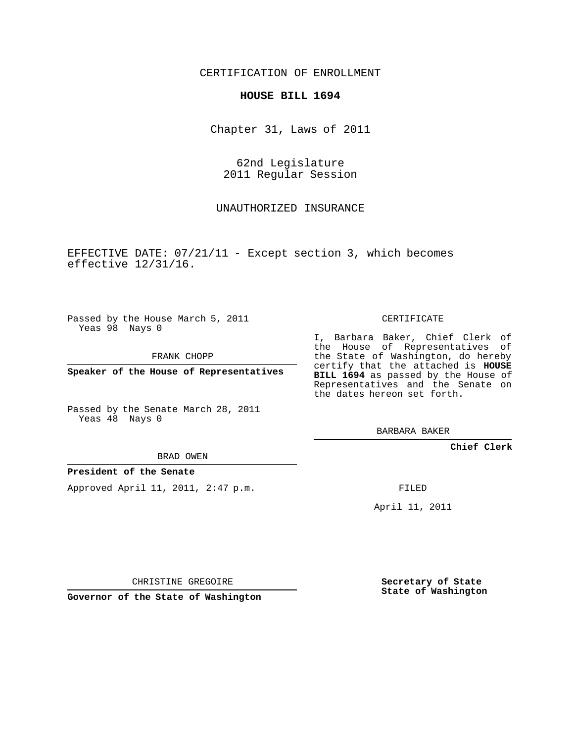CERTIFICATION OF ENROLLMENT

**HOUSE BILL 1694**

Chapter 31, Laws of 2011

62nd Legislature
2011 Regular Session

UNAUTHORIZED INSURANCE

EFFECTIVE DATE: 07/21/11 - Except section 3, which becomes effective 12/31/16.

Passed by the House March 5, 2011
Yeas 98 Nays 0

FRANK CHOPP

**Speaker of the House of Representatives**

Passed by the Senate March 28, 2011
Yeas 48 Nays 0

BRAD OWEN

**President of the Senate**

Approved April 11, 2011, 2:47 p.m.

CHRISTINE GREGOIRE

**Governor of the State of Washington**

CERTIFICATE

I, Barbara Baker, Chief Clerk of the House of Representatives of the State of Washington, do hereby certify that the attached is **HOUSE BILL 1694** as passed by the House of Representatives and the Senate on the dates hereon set forth.

BARBARA BAKER

**Chief Clerk**

FILED

April 11, 2011

**Secretary of State**
**State of Washington**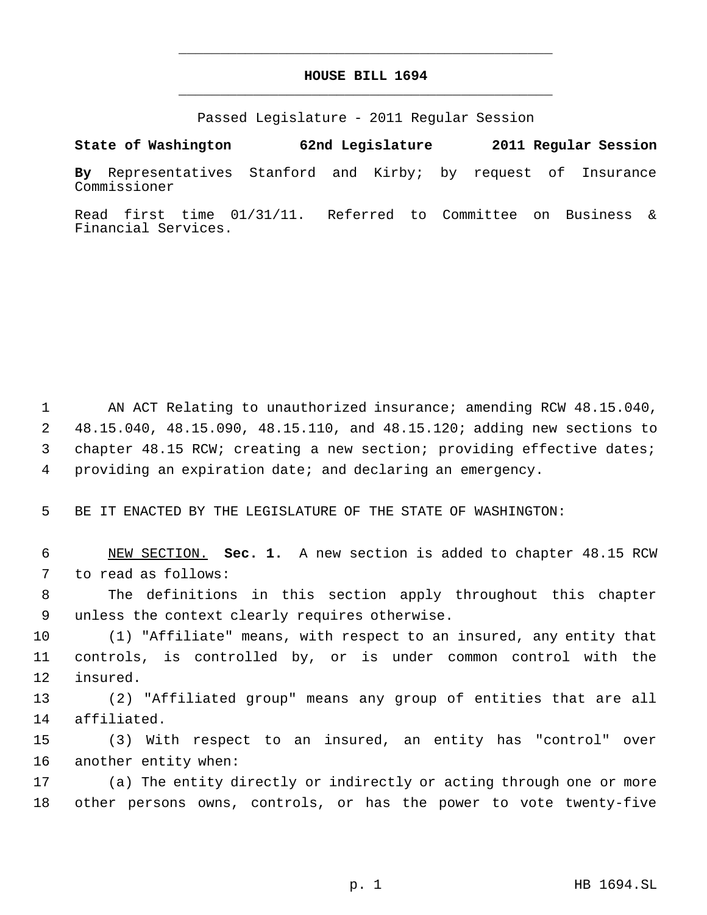# HOUSE BILL 1694

Passed Legislature - 2011 Regular Session

**State of Washington 62nd Legislature 2011 Regular Session**

**By** Representatives Stanford and Kirby; by request of Insurance Commissioner

Read first time 01/31/11. Referred to Committee on Business & Financial Services.

AN ACT Relating to unauthorized insurance; amending RCW 48.15.040, 48.15.040, 48.15.090, 48.15.110, and 48.15.120; adding new sections to chapter 48.15 RCW; creating a new section; providing effective dates; providing an expiration date; and declaring an emergency.

BE IT ENACTED BY THE LEGISLATURE OF THE STATE OF WASHINGTON:

NEW SECTION. **Sec. 1.** A new section is added to chapter 48.15 RCW to read as follows:

The definitions in this section apply throughout this chapter unless the context clearly requires otherwise.

(1) "Affiliate" means, with respect to an insured, any entity that controls, is controlled by, or is under common control with the insured.

(2) "Affiliated group" means any group of entities that are all affiliated.

(3) With respect to an insured, an entity has "control" over another entity when:

(a) The entity directly or indirectly or acting through one or more other persons owns, controls, or has the power to vote twenty-five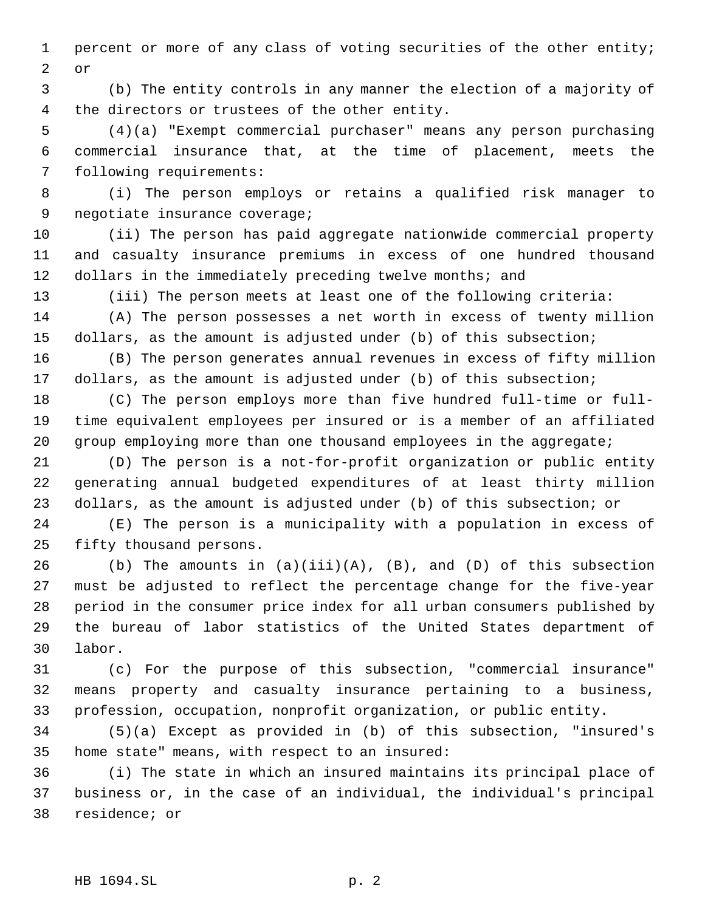percent or more of any class of voting securities of the other entity; or

(b) The entity controls in any manner the election of a majority of the directors or trustees of the other entity.

(4)(a) "Exempt commercial purchaser" means any person purchasing commercial insurance that, at the time of placement, meets the following requirements:

(i) The person employs or retains a qualified risk manager to negotiate insurance coverage;

(ii) The person has paid aggregate nationwide commercial property and casualty insurance premiums in excess of one hundred thousand dollars in the immediately preceding twelve months; and

(iii) The person meets at least one of the following criteria:

(A) The person possesses a net worth in excess of twenty million dollars, as the amount is adjusted under (b) of this subsection;

(B) The person generates annual revenues in excess of fifty million dollars, as the amount is adjusted under (b) of this subsection;

(C) The person employs more than five hundred full-time or full-time equivalent employees per insured or is a member of an affiliated group employing more than one thousand employees in the aggregate;

(D) The person is a not-for-profit organization or public entity generating annual budgeted expenditures of at least thirty million dollars, as the amount is adjusted under (b) of this subsection; or

(E) The person is a municipality with a population in excess of fifty thousand persons.

(b) The amounts in (a)(iii)(A), (B), and (D) of this subsection must be adjusted to reflect the percentage change for the five-year period in the consumer price index for all urban consumers published by the bureau of labor statistics of the United States department of labor.

(c) For the purpose of this subsection, "commercial insurance" means property and casualty insurance pertaining to a business, profession, occupation, nonprofit organization, or public entity.

(5)(a) Except as provided in (b) of this subsection, "insured's home state" means, with respect to an insured:

(i) The state in which an insured maintains its principal place of business or, in the case of an individual, the individual's principal residence; or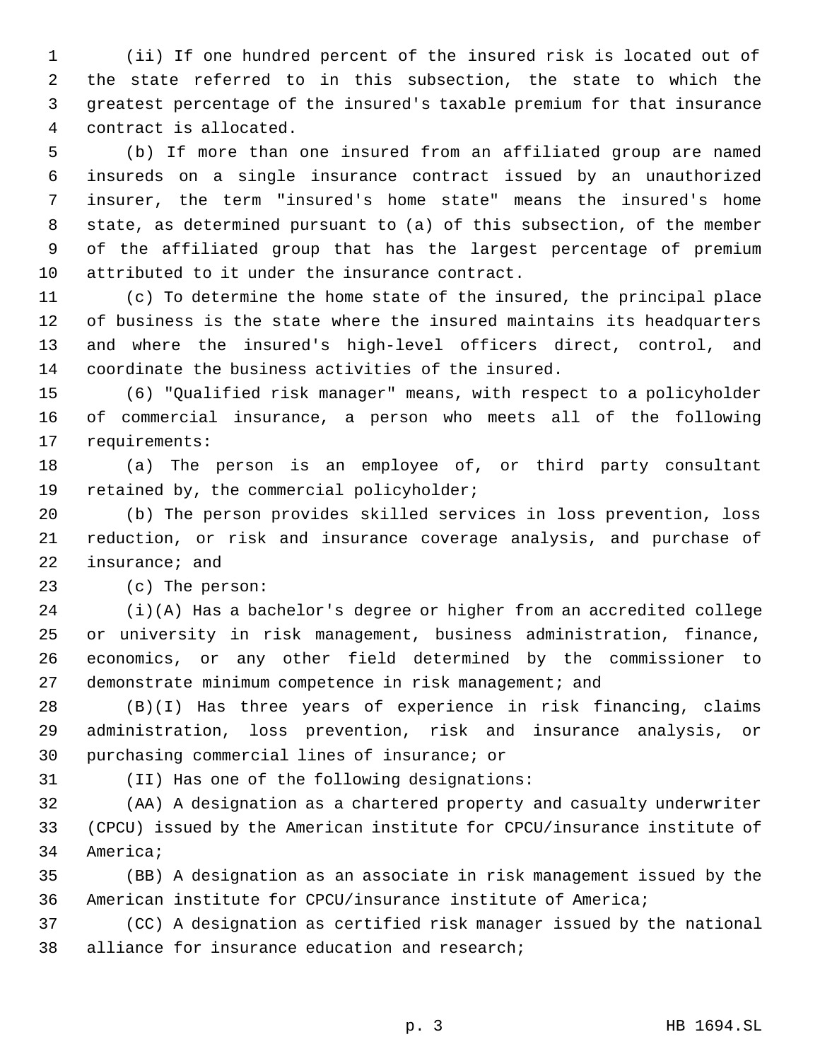(ii) If one hundred percent of the insured risk is located out of the state referred to in this subsection, the state to which the greatest percentage of the insured's taxable premium for that insurance contract is allocated.

(b) If more than one insured from an affiliated group are named insureds on a single insurance contract issued by an unauthorized insurer, the term "insured's home state" means the insured's home state, as determined pursuant to (a) of this subsection, of the member of the affiliated group that has the largest percentage of premium attributed to it under the insurance contract.

(c) To determine the home state of the insured, the principal place of business is the state where the insured maintains its headquarters and where the insured's high-level officers direct, control, and coordinate the business activities of the insured.

(6) "Qualified risk manager" means, with respect to a policyholder of commercial insurance, a person who meets all of the following requirements:

(a) The person is an employee of, or third party consultant retained by, the commercial policyholder;

(b) The person provides skilled services in loss prevention, loss reduction, or risk and insurance coverage analysis, and purchase of insurance; and

(c) The person:

(i)(A) Has a bachelor's degree or higher from an accredited college or university in risk management, business administration, finance, economics, or any other field determined by the commissioner to demonstrate minimum competence in risk management; and

(B)(I) Has three years of experience in risk financing, claims administration, loss prevention, risk and insurance analysis, or purchasing commercial lines of insurance; or

(II) Has one of the following designations:

(AA) A designation as a chartered property and casualty underwriter (CPCU) issued by the American institute for CPCU/insurance institute of America;

(BB) A designation as an associate in risk management issued by the American institute for CPCU/insurance institute of America;

(CC) A designation as certified risk manager issued by the national alliance for insurance education and research;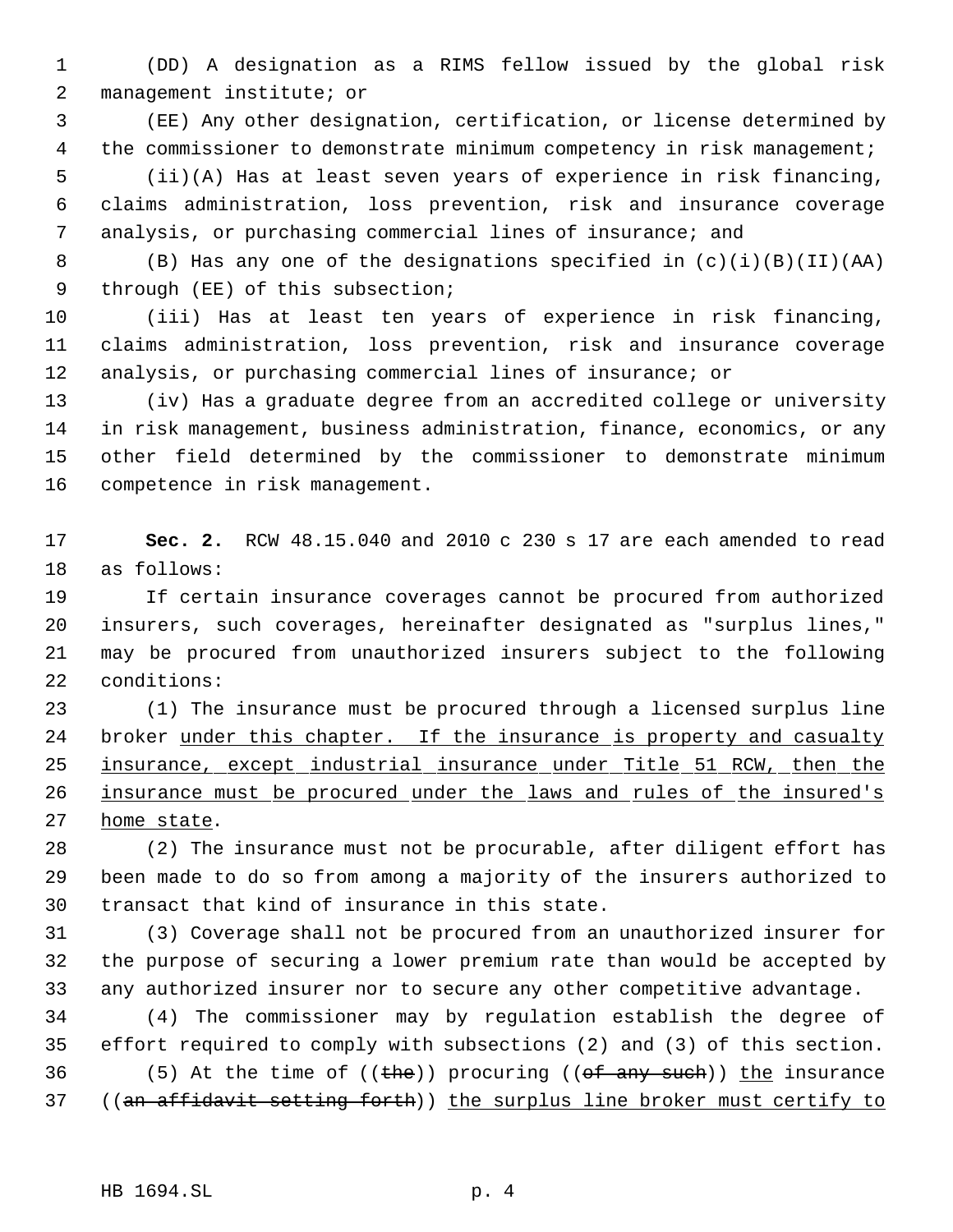(DD) A designation as a RIMS fellow issued by the global risk management institute; or

(EE) Any other designation, certification, or license determined by the commissioner to demonstrate minimum competency in risk management;

(ii)(A) Has at least seven years of experience in risk financing, claims administration, loss prevention, risk and insurance coverage analysis, or purchasing commercial lines of insurance; and

(B) Has any one of the designations specified in (c)(i)(B)(II)(AA) through (EE) of this subsection;

(iii) Has at least ten years of experience in risk financing, claims administration, loss prevention, risk and insurance coverage analysis, or purchasing commercial lines of insurance; or

(iv) Has a graduate degree from an accredited college or university in risk management, business administration, finance, economics, or any other field determined by the commissioner to demonstrate minimum competence in risk management.

**Sec. 2.** RCW 48.15.040 and 2010 c 230 s 17 are each amended to read as follows:

If certain insurance coverages cannot be procured from authorized insurers, such coverages, hereinafter designated as "surplus lines," may be procured from unauthorized insurers subject to the following conditions:

(1) The insurance must be procured through a licensed surplus line broker <u>under this chapter. If the insurance is property and casualty insurance, except industrial insurance under Title 51 RCW, then the insurance must be procured under the laws and rules of the insured's home state</u>.

(2) The insurance must not be procurable, after diligent effort has been made to do so from among a majority of the insurers authorized to transact that kind of insurance in this state.

(3) Coverage shall not be procured from an unauthorized insurer for the purpose of securing a lower premium rate than would be accepted by any authorized insurer nor to secure any other competitive advantage.

(4) The commissioner may by regulation establish the degree of effort required to comply with subsections (2) and (3) of this section.

(5) At the time of ((~~the~~)) procuring ((~~of any such~~)) <u>the</u> insurance ((~~an affidavit setting forth~~)) <u>the surplus line broker must certify to</u>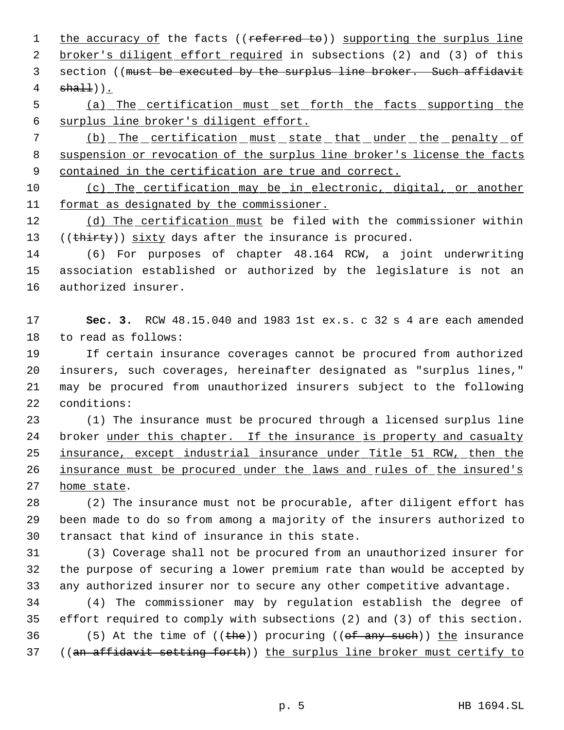the accuracy of the facts ((~~referred to~~)) <u>supporting the surplus line broker's diligent effort required</u> in subsections (2) and (3) of this section ((~~must be executed by the surplus line broker. Such affidavit shall~~))<u>.</u>

<u>(a) The certification must set forth the facts supporting the surplus line broker's diligent effort.</u>

<u>(b) The certification must state that under the penalty of suspension or revocation of the surplus line broker's license the facts contained in the certification are true and correct.</u>

<u>(c) The certification may be in electronic, digital, or another format as designated by the commissioner.</u>

<u>(d) The certification must</u> be filed with the commissioner within ((~~thirty~~)) <u>sixty</u> days after the insurance is procured.

(6) For purposes of chapter 48.164 RCW, a joint underwriting association established or authorized by the legislature is not an authorized insurer.

**Sec. 3.** RCW 48.15.040 and 1983 1st ex.s. c 32 s 4 are each amended to read as follows:

If certain insurance coverages cannot be procured from authorized insurers, such coverages, hereinafter designated as "surplus lines," may be procured from unauthorized insurers subject to the following conditions:

(1) The insurance must be procured through a licensed surplus line broker <u>under this chapter. If the insurance is property and casualty insurance, except industrial insurance under Title 51 RCW, then the insurance must be procured under the laws and rules of the insured's home state</u>.

(2) The insurance must not be procurable, after diligent effort has been made to do so from among a majority of the insurers authorized to transact that kind of insurance in this state.

(3) Coverage shall not be procured from an unauthorized insurer for the purpose of securing a lower premium rate than would be accepted by any authorized insurer nor to secure any other competitive advantage.

(4) The commissioner may by regulation establish the degree of effort required to comply with subsections (2) and (3) of this section.

(5) At the time of ((~~the~~)) procuring ((~~of any such~~)) <u>the</u> insurance ((~~an affidavit setting forth~~)) <u>the surplus line broker must certify to</u>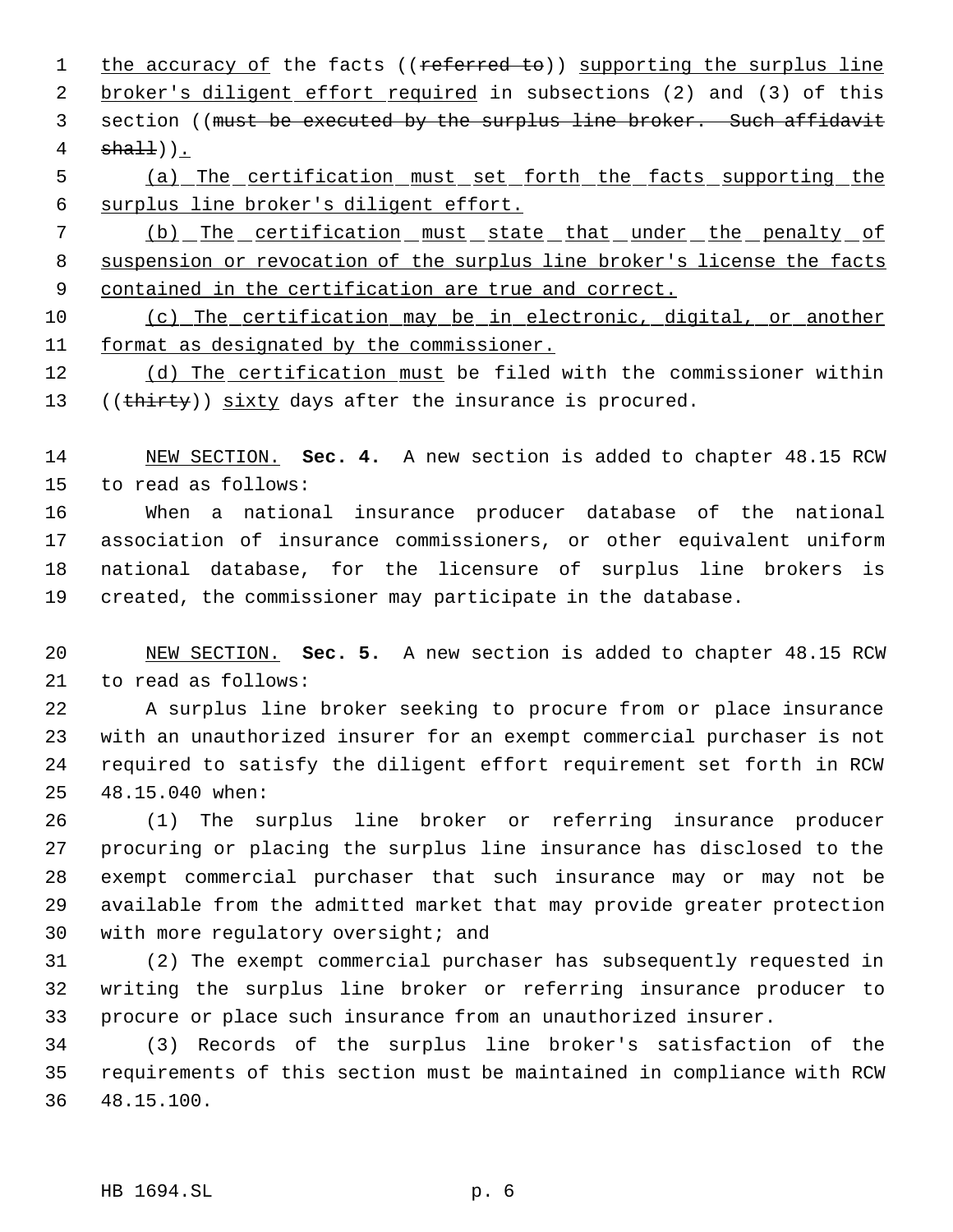the accuracy of the facts ((~~referred to~~)) supporting the surplus line broker's diligent effort required in subsections (2) and (3) of this section ((~~must be executed by the surplus line broker. Such affidavit shall~~)).

(a) The certification must set forth the facts supporting the surplus line broker's diligent effort.

(b) The certification must state that under the penalty of suspension or revocation of the surplus line broker's license the facts contained in the certification are true and correct.

(c) The certification may be in electronic, digital, or another format as designated by the commissioner.

(d) The certification must be filed with the commissioner within ((~~thirty~~)) sixty days after the insurance is procured.

NEW SECTION. **Sec. 4.** A new section is added to chapter 48.15 RCW to read as follows:

When a national insurance producer database of the national association of insurance commissioners, or other equivalent uniform national database, for the licensure of surplus line brokers is created, the commissioner may participate in the database.

NEW SECTION. **Sec. 5.** A new section is added to chapter 48.15 RCW to read as follows:

A surplus line broker seeking to procure from or place insurance with an unauthorized insurer for an exempt commercial purchaser is not required to satisfy the diligent effort requirement set forth in RCW 48.15.040 when:

(1) The surplus line broker or referring insurance producer procuring or placing the surplus line insurance has disclosed to the exempt commercial purchaser that such insurance may or may not be available from the admitted market that may provide greater protection with more regulatory oversight; and

(2) The exempt commercial purchaser has subsequently requested in writing the surplus line broker or referring insurance producer to procure or place such insurance from an unauthorized insurer.

(3) Records of the surplus line broker's satisfaction of the requirements of this section must be maintained in compliance with RCW 48.15.100.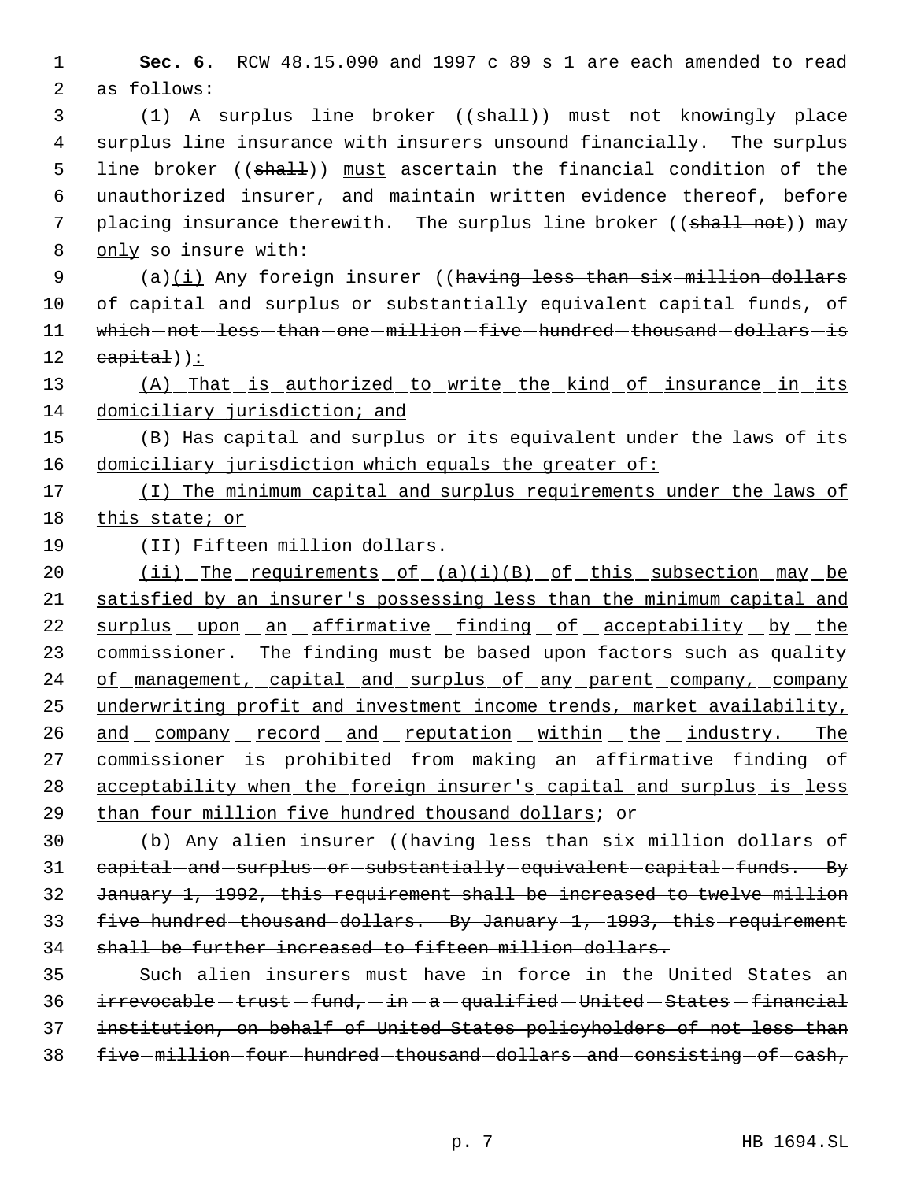**Sec. 6.** RCW 48.15.090 and 1997 c 89 s 1 are each amended to read as follows:

(1) A surplus line broker ((~~shall~~)) <u>must</u> not knowingly place surplus line insurance with insurers unsound financially. The surplus line broker ((~~shall~~)) <u>must</u> ascertain the financial condition of the unauthorized insurer, and maintain written evidence thereof, before placing insurance therewith. The surplus line broker ((~~shall not~~)) <u>may only</u> so insure with:

(a)<u>(i)</u> Any foreign insurer ((~~having less than six million dollars of capital and surplus or substantially equivalent capital funds, of which not less than one million five hundred thousand dollars is capital~~))<u>:</u>

<u>(A) That is authorized to write the kind of insurance in its domiciliary jurisdiction; and</u>

<u>(B) Has capital and surplus or its equivalent under the laws of its domiciliary jurisdiction which equals the greater of:</u>

<u>(I) The minimum capital and surplus requirements under the laws of this state; or</u>

<u>(II) Fifteen million dollars.</u>

<u>(ii) The requirements of (a)(i)(B) of this subsection may be satisfied by an insurer's possessing less than the minimum capital and surplus upon an affirmative finding of acceptability by the commissioner. The finding must be based upon factors such as quality of management, capital and surplus of any parent company, company underwriting profit and investment income trends, market availability, and company record and reputation within the industry. The commissioner is prohibited from making an affirmative finding of acceptability when the foreign insurer's capital and surplus is less than four million five hundred thousand dollars</u>; or

(b) Any alien insurer ((~~having less than six million dollars of capital and surplus or substantially equivalent capital funds. By January 1, 1992, this requirement shall be increased to twelve million five hundred thousand dollars. By January 1, 1993, this requirement shall be further increased to fifteen million dollars.~~

~~Such alien insurers must have in force in the United States an irrevocable trust fund, in a qualified United States financial institution, on behalf of United States policyholders of not less than five million four hundred thousand dollars and consisting of cash,~~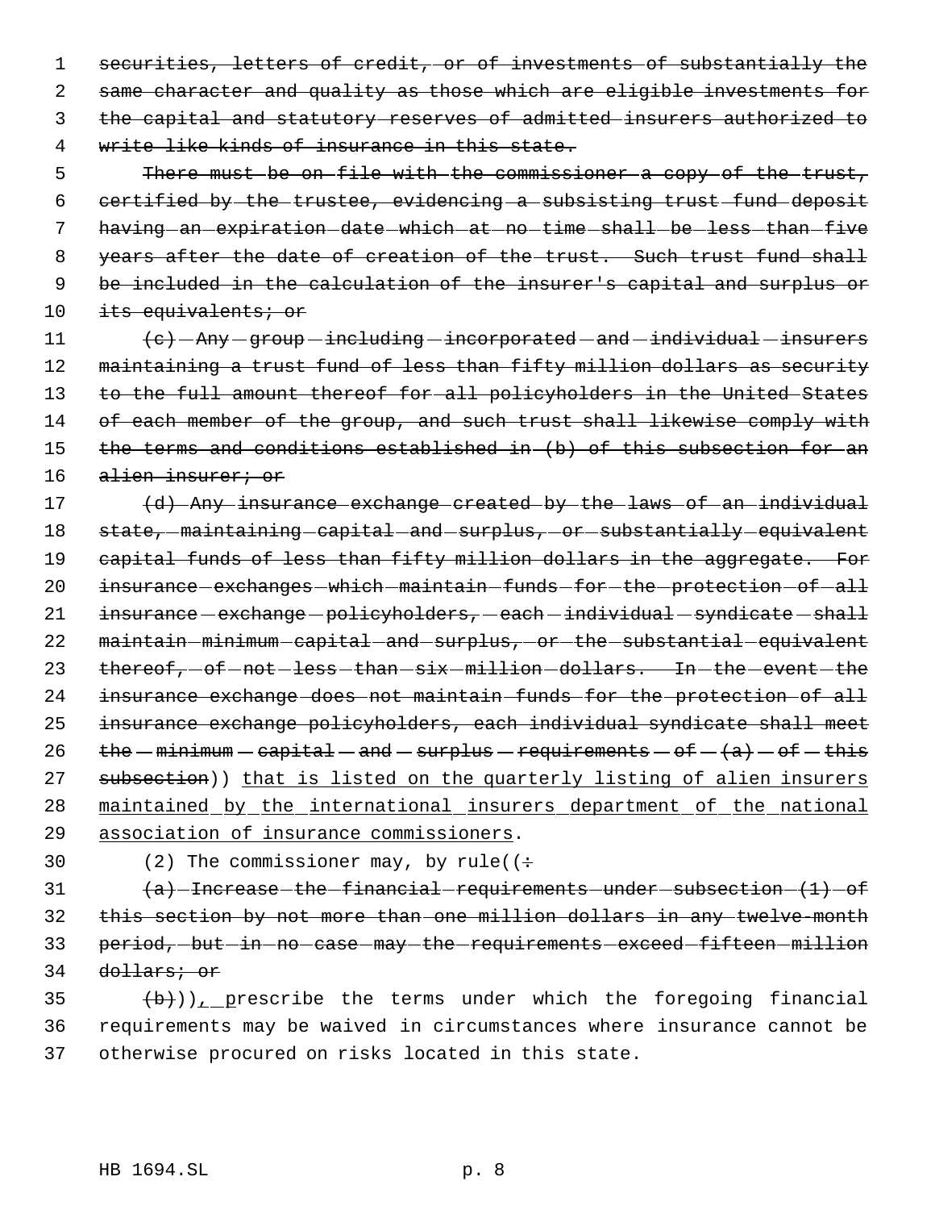~~securities, letters of credit, or of investments of substantially the same character and quality as those which are eligible investments for the capital and statutory reserves of admitted insurers authorized to write like kinds of insurance in this state.~~

~~There must be on file with the commissioner a copy of the trust, certified by the trustee, evidencing a subsisting trust fund deposit having an expiration date which at no time shall be less than five years after the date of creation of the trust. Such trust fund shall be included in the calculation of the insurer's capital and surplus or its equivalents; or~~

~~(c) Any group including incorporated and individual insurers maintaining a trust fund of less than fifty million dollars as security to the full amount thereof for all policyholders in the United States of each member of the group, and such trust shall likewise comply with the terms and conditions established in (b) of this subsection for an alien insurer; or~~

~~(d) Any insurance exchange created by the laws of an individual state, maintaining capital and surplus, or substantially equivalent capital funds of less than fifty million dollars in the aggregate. For insurance exchanges which maintain funds for the protection of all insurance exchange policyholders, each individual syndicate shall maintain minimum capital and surplus, or the substantial equivalent thereof, of not less than six million dollars. In the event the insurance exchange does not maintain funds for the protection of all insurance exchange policyholders, each individual syndicate shall meet the minimum capital and surplus requirements of (a) of this subsection~~)) that is listed on the quarterly listing of alien insurers maintained by the international insurers department of the national association of insurance commissioners.

(2) The commissioner may, by rule((~~:~~

~~(a) Increase the financial requirements under subsection (1) of this section by not more than one million dollars in any twelve-month period, but in no case may the requirements exceed fifteen million dollars; or~~

~~(b)~~)), prescribe the terms under which the foregoing financial requirements may be waived in circumstances where insurance cannot be otherwise procured on risks located in this state.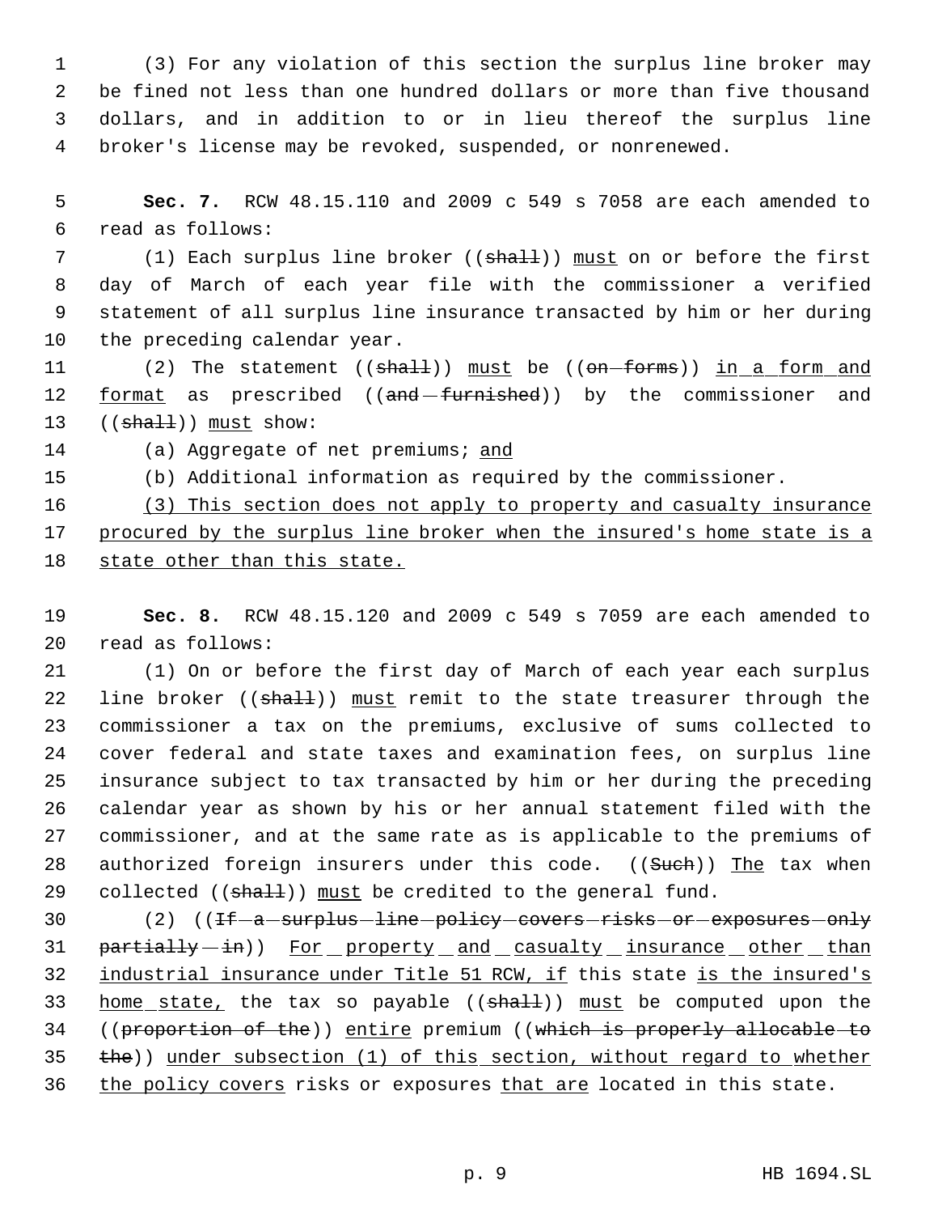(3) For any violation of this section the surplus line broker may be fined not less than one hundred dollars or more than five thousand dollars, and in addition to or in lieu thereof the surplus line broker's license may be revoked, suspended, or nonrenewed.

**Sec. 7.** RCW 48.15.110 and 2009 c 549 s 7058 are each amended to read as follows:

(1) Each surplus line broker ((~~shall~~)) must on or before the first day of March of each year file with the commissioner a verified statement of all surplus line insurance transacted by him or her during the preceding calendar year.

(2) The statement ((~~shall~~)) must be ((~~on forms~~)) in a form and format as prescribed ((~~and furnished~~)) by the commissioner and ((~~shall~~)) must show:

(a) Aggregate of net premiums; and

(b) Additional information as required by the commissioner.

(3) This section does not apply to property and casualty insurance procured by the surplus line broker when the insured's home state is a state other than this state.

**Sec. 8.** RCW 48.15.120 and 2009 c 549 s 7059 are each amended to read as follows:

(1) On or before the first day of March of each year each surplus line broker ((~~shall~~)) must remit to the state treasurer through the commissioner a tax on the premiums, exclusive of sums collected to cover federal and state taxes and examination fees, on surplus line insurance subject to tax transacted by him or her during the preceding calendar year as shown by his or her annual statement filed with the commissioner, and at the same rate as is applicable to the premiums of authorized foreign insurers under this code. ((~~Such~~)) The tax when collected ((~~shall~~)) must be credited to the general fund.

(2) ((~~If a surplus line policy covers risks or exposures only partially in~~)) For property and casualty insurance other than industrial insurance under Title 51 RCW, if this state is the insured's home state, the tax so payable ((~~shall~~)) must be computed upon the ((~~proportion of the~~)) entire premium ((~~which is properly allocable to the~~)) under subsection (1) of this section, without regard to whether the policy covers risks or exposures that are located in this state.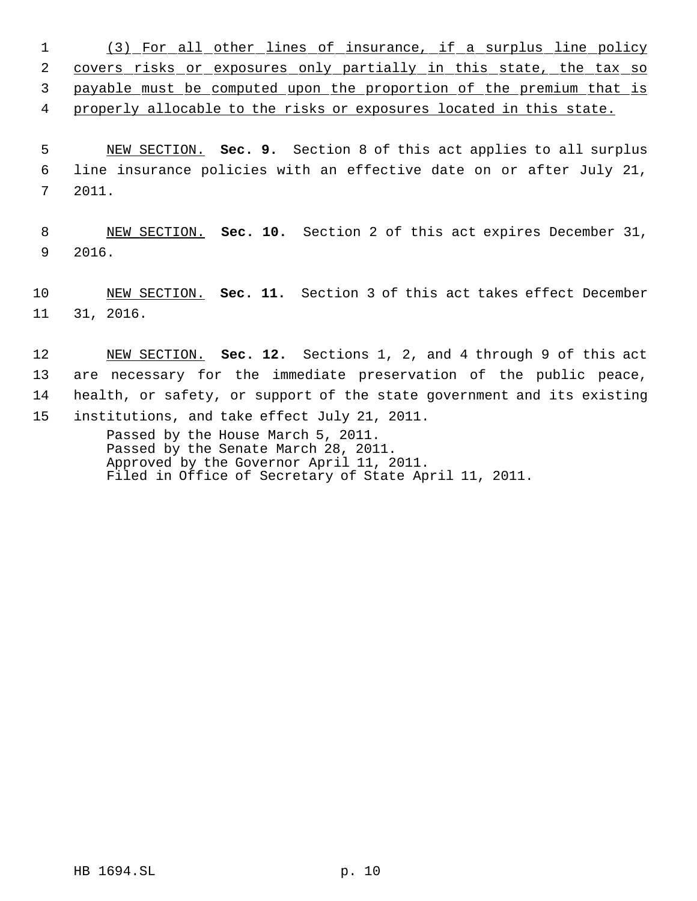(3) For all other lines of insurance, if a surplus line policy covers risks or exposures only partially in this state, the tax so payable must be computed upon the proportion of the premium that is properly allocable to the risks or exposures located in this state.

NEW SECTION. **Sec. 9.** Section 8 of this act applies to all surplus line insurance policies with an effective date on or after July 21, 2011.

NEW SECTION. **Sec. 10.** Section 2 of this act expires December 31, 2016.

NEW SECTION. **Sec. 11.** Section 3 of this act takes effect December 31, 2016.

NEW SECTION. **Sec. 12.** Sections 1, 2, and 4 through 9 of this act are necessary for the immediate preservation of the public peace, health, or safety, or support of the state government and its existing institutions, and take effect July 21, 2011.

Passed by the House March 5, 2011.
Passed by the Senate March 28, 2011.
Approved by the Governor April 11, 2011.
Filed in Office of Secretary of State April 11, 2011.